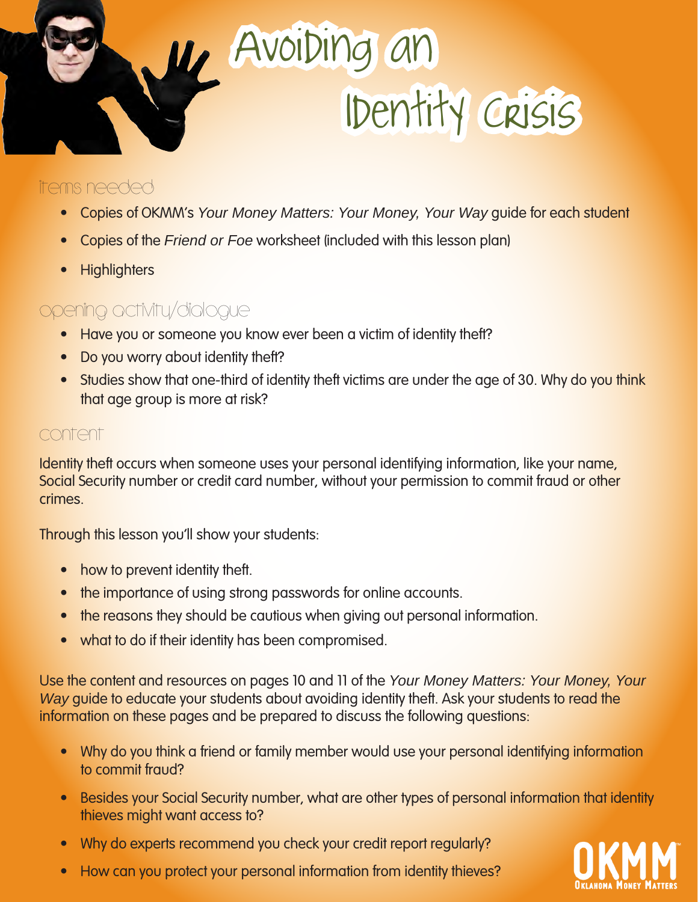# Avoiding an Identity Crisis

## items needed

- Copies of OKMM's *Your Money Matters: Your Money, Your Way* guide for each student
- Copies of the *Friend or Foe* worksheet (included with this lesson plan)
- Highlighters

## opening activity/dialogue

- Have you or someone you know ever been a victim of identity theft?
- Do you worry about identity theft?
- Studies show that one-third of identity theft victims are under the age of 30. Why do you think that age group is more at risk?

## content

Identity theft occurs when someone uses your personal identifying information, like your name, Social Security number or credit card number, without your permission to commit fraud or other crimes.

Through this lesson you'll show your students:

- how to prevent identity theft.
- the importance of using strong passwords for online accounts.
- the reasons they should be cautious when giving out personal information.
- what to do if their identity has been compromised.

Use the content and resources on pages 10 and 11 of the *Your Money Matters: Your Money, Your Way* guide to educate your students about avoiding identity theft. Ask your students to read the information on these pages and be prepared to discuss the following questions:

- Why do you think a friend or family member would use your personal identifying information to commit fraud?
- Besides your Social Security number, what are other types of personal information that identity thieves might want access to?
- Why do experts recommend you check your credit report regularly?
- How can you protect your personal information from identity thieves?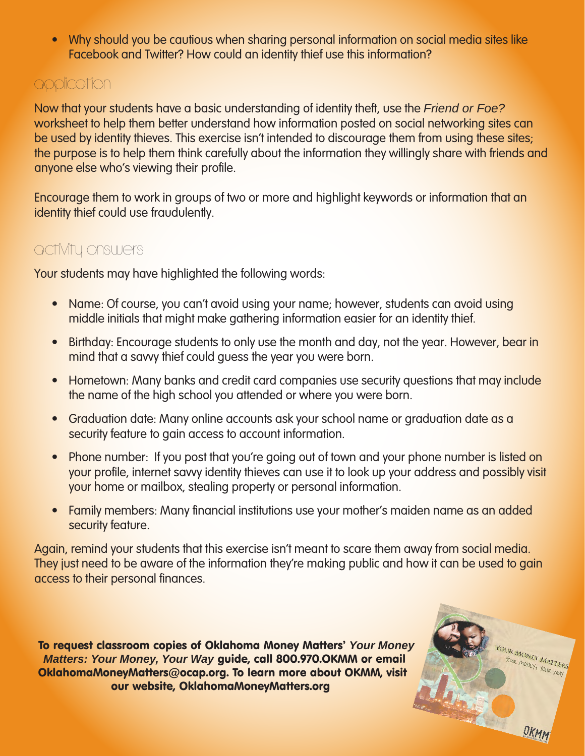- Why should you be cautious when sharing personal information on social media sites like Facebook and Twitter? How could an identity thief use this information?

## application

Now that your students have a basic understanding of identity theft, use the *Friend or Foe?* worksheet to help them better understand how information posted on social networking sites can be used by identity thieves. This exercise isn't intended to discourage them from using these sites; the purpose is to help them think carefully about the information they willingly share with friends and anyone else who's viewing their profile.

Encourage them to work in groups of two or more and highlight keywords or information that an identity thief could use fraudulently.

## activity answers

Your students may have highlighted the following words:

- Name: Of course, you can't avoid using your name; however, students can avoid using middle initials that might make gathering information easier for an identity thief.
- Birthday: Encourage students to only use the month and day, not the year. However, bear in mind that a savvy thief could guess the year you were born.
- Hometown: Many banks and credit card companies use security questions that may include the name of the high school you attended or where you were born.
- Graduation date: Many online accounts ask your school name or graduation date as a security feature to gain access to account information.
- Phone number: If you post that you're going out of town and your phone number is listed on your profile, internet savvy identity thieves can use it to look up your address and possibly visit your home or mailbox, stealing property or personal information.
- Family members: Many financial institutions use your mother's maiden name as an added security feature.

Again, remind your students that this exercise isn't meant to scare them away from social media. They just need to be aware of the information they're making public and how it can be used to gain access to their personal finances.

**To request classroom copies of Oklahoma Money Matters' *Your Money Matters: Your Money, Your Way* guide, call 800.970.OKMM or email OklahomaMoneyMatters@ocap.org. To learn more about OKMM, visit our website, OklahomaMoneyMatters.org**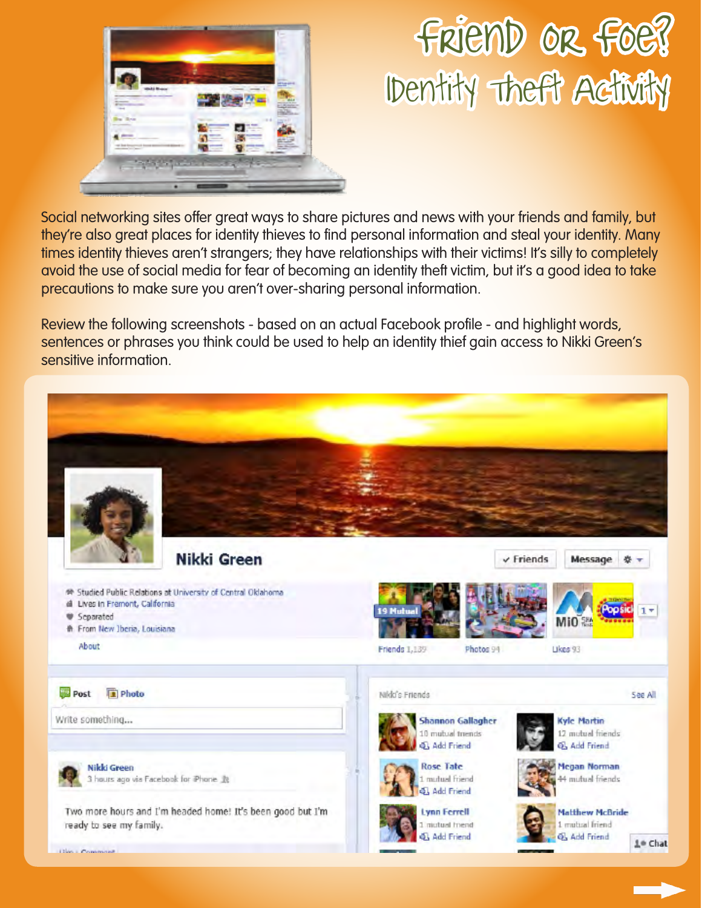# Friend or Foe?

## Identity Theft Activity

Social networking sites offer great ways to share pictures and news with your friends and family, but they're also great places for identity thieves to find personal information and steal your identity. Many times identity thieves aren't strangers; they have relationships with their victims! It's silly to completely avoid the use of social media for fear of becoming an identity theft victim, but it's a good idea to take precautions to make sure you aren't over-sharing personal information.

Review the following screenshots - based on an actual Facebook profile - and highlight words, sentences or phrases you think could be used to help an identity thief gain access to Nikki Green's sensitive information.

**Nikki Green**

✓ Friends | Message

- Studied Public Relations at University of Central Oklahoma
- Lives in Fremont, California
- Separated
- From New Iberia, Louisiana

About

19 Mutual — Friends 1,139 | Photos 94 | Likes 93

Post | Photo

Write something...

**Nikki Green**
3 hours ago via Facebook for iPhone

Two more hours and I'm headed home! It's been good but I'm ready to see my family.

Like · Comment

Nikki's Friends — See All

- Shannon Gallagher — 10 mutual friends — Add Friend
- Kyle Martin — 12 mutual friends — Add Friend
- Rose Tate — 1 mutual friend — Add Friend
- Megan Norman — 44 mutual friends
- Lynn Ferrell — 1 mutual friend — Add Friend
- Matthew McBride — 1 mutual friend — Add Friend

Chat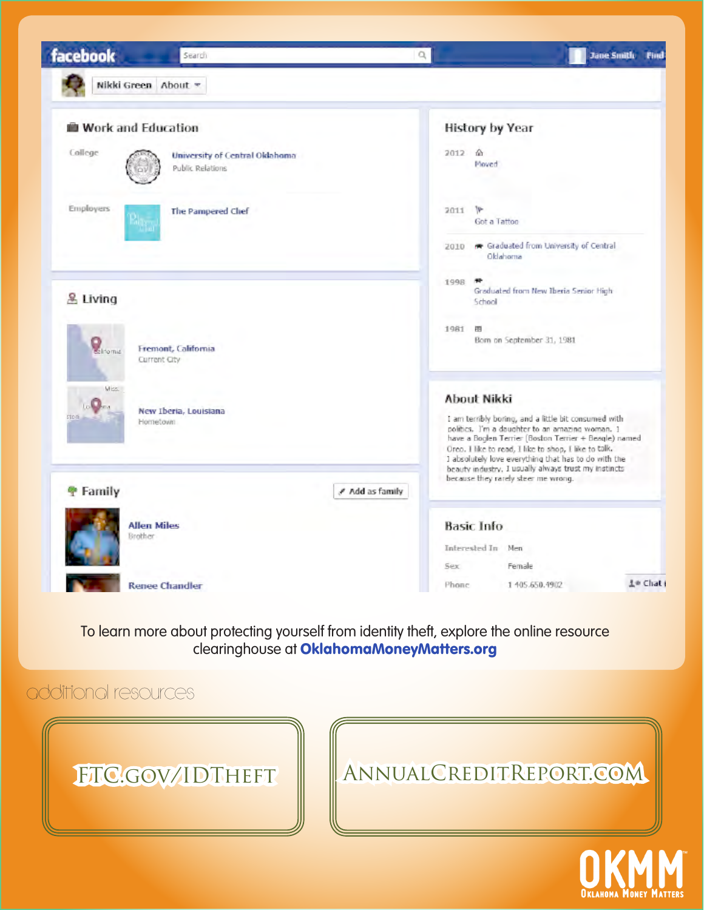facebook

Search

Jane Smith Find

Nikki Green | About

## Work and Education

College — University of Central Oklahoma
Public Relations

Employers — The Pampered Chef

## Living

Fremont, California
Current City

New Iberia, Louisiana
Hometown

## Family

Add as family

Allen Miles
Brother

Renee Chandler

## History by Year

2012 — Moved

2011 — Got a Tattoo

2010 — Graduated from University of Central Oklahoma

1998 — Graduated from New Iberia Senior High School

1981 — Born on September 31, 1981

## About Nikki

I am terribly boring, and a little bit consumed with politics. I'm a daughter to an amazing woman. I have a Boglen Terrier (Boston Terrier + Beagle) named Oreo. I like to read, I like to shop, I like to talk. I absolutely love everything that has to do with the beauty industry. I usually always trust my instincts because they rarely steer me wrong.

## Basic Info

| | |
|---|---|
| Interested In | Men |
| Sex | Female |
| Phone | 1 405.650.4902 |

Chat

To learn more about protecting yourself from identity theft, explore the online resource clearinghouse at **OklahomaMoneyMatters.org**

## additional resources

FTC.GOV/IDTHEFT

ANNUALCREDITREPORT.COM

OKMM — Oklahoma Money Matters